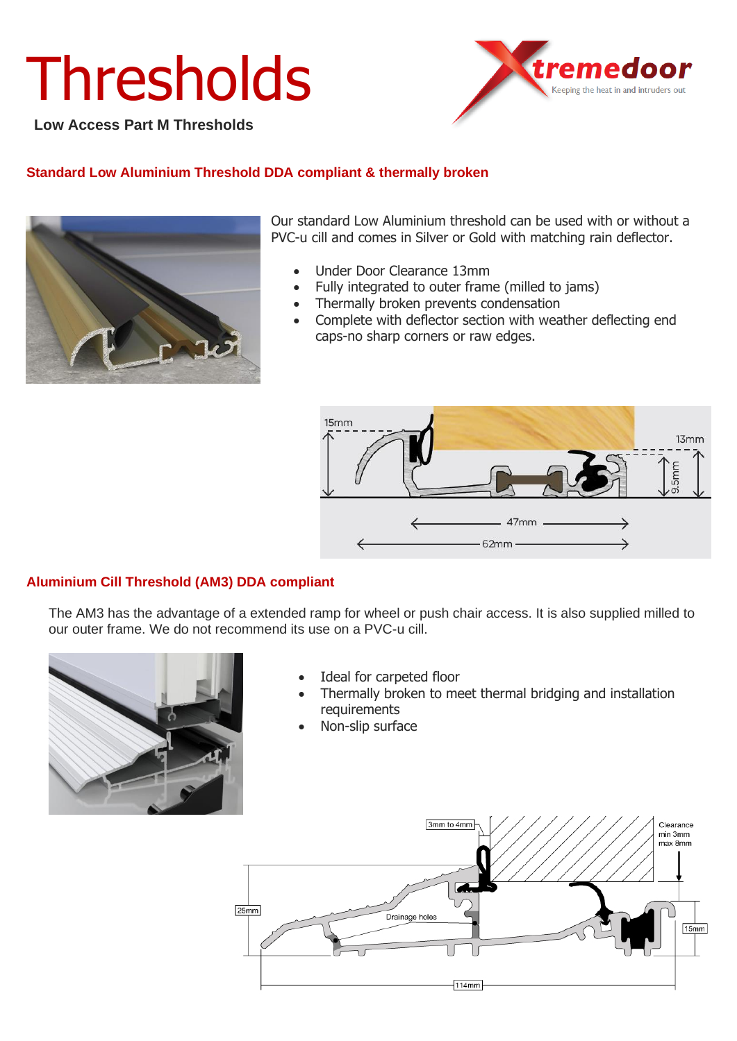# Thresholds

**Low Access Part M Thresholds**

## Standard Low Aluminium Threshold DDA compliant & thermally broken

Our standard Low Aluminium threshold can be used with or without a PVC-u cill and comes in Silver or Gold with matching rain deflector.

- Under Door Clearance 13mm
- Fully integrated to outer frame (milled to jams)
- Thermally broken prevents condensation
- Complete with deflector section with weather deflecting end caps-no sharp corners or raw edges.

15mm

13mm

9.5mm

47mm

62mm

## Aluminium Cill Threshold (AM3) DDA compliant

The AM3 has the advantage of a extended ramp for wheel or push chair access. It is also supplied milled to our outer frame. We do not recommend its use on a PVC-u cill.

- Ideal for carpeted floor
- Thermally broken to meet thermal bridging and installation requirements
- Non-slip surface

3mm to 4mm

Clearance min 3mm max 8mm

25mm

Drainage holes

15mm

114mm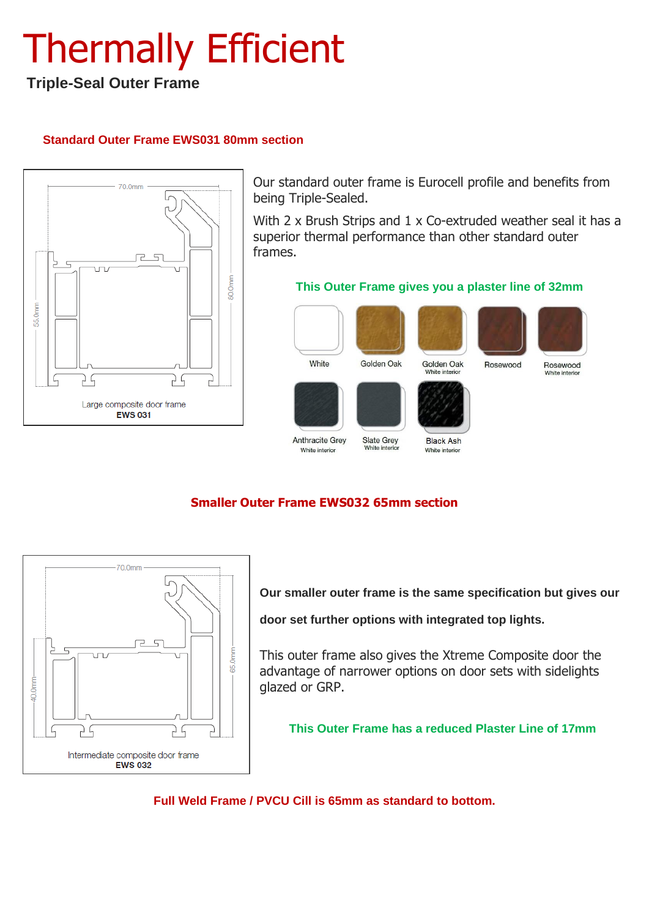# Thermally Efficient

**Triple-Seal Outer Frame**

## Standard Outer Frame EWS031 80mm section

70.0mm
55.0mm
80.0mm

Large composite door frame
**EWS 031**

Our standard outer frame is Eurocell profile and benefits from being Triple-Sealed.

With 2 x Brush Strips and 1 x Co-extruded weather seal it has a superior thermal performance than other standard outer frames.

**This Outer Frame gives you a plaster line of 32mm**

White
Golden Oak
Golden Oak White interior
Rosewood
Rosewood White interior
Anthracite Grey White interior
Slate Grey White interior
Black Ash White interior

## Smaller Outer Frame EWS032 65mm section

70.0mm
40.0mm
65.0mm

Intermediate composite door frame
**EWS 032**

**Our smaller outer frame is the same specification but gives our door set further options with integrated top lights.**

This outer frame also gives the Xtreme Composite door the advantage of narrower options on door sets with sidelights glazed or GRP.

**This Outer Frame has a reduced Plaster Line of 17mm**

**Full Weld Frame / PVCU Cill is 65mm as standard to bottom.**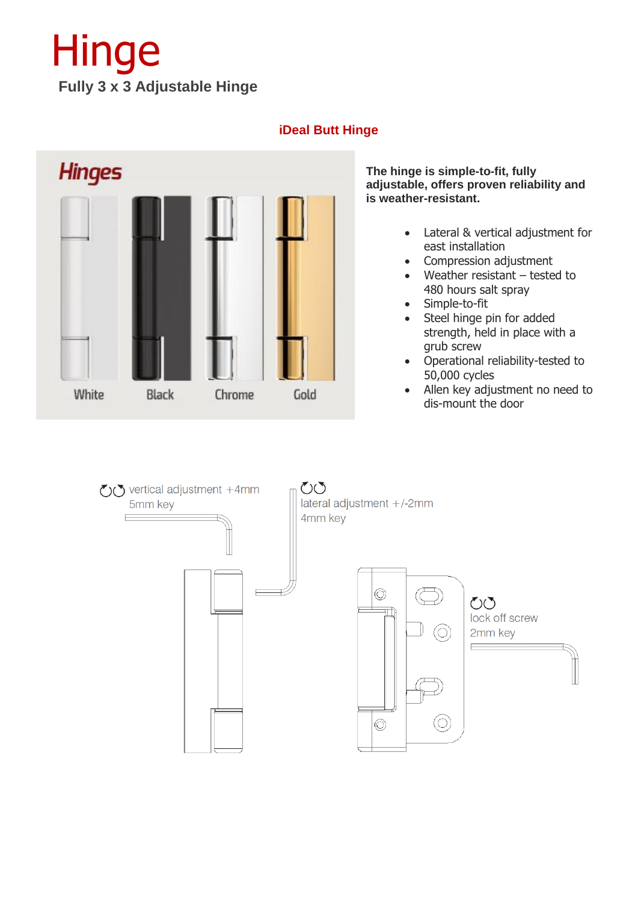# Hinge

**Fully 3 x 3 Adjustable Hinge**

**iDeal Butt Hinge**

Hinges

White Black Chrome Gold

**The hinge is simple-to-fit, fully adjustable, offers proven reliability and is weather-resistant.**

- Lateral & vertical adjustment for east installation
- Compression adjustment
- Weather resistant – tested to 480 hours salt spray
- Simple-to-fit
- Steel hinge pin for added strength, held in place with a grub screw
- Operational reliability-tested to 50,000 cycles
- Allen key adjustment no need to dis-mount the door

vertical adjustment +4mm
5mm key

lateral adjustment +/-2mm
4mm key

lock off screw
2mm key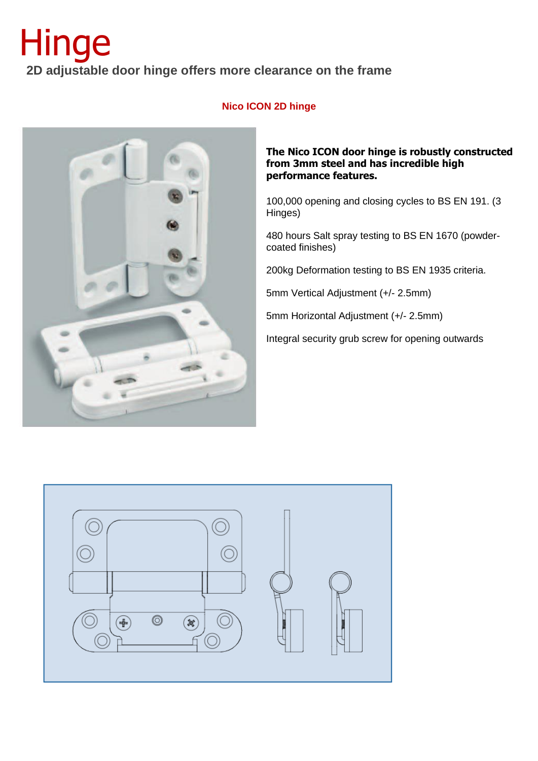# Hinge

**2D adjustable door hinge offers more clearance on the frame**

## Nico ICON 2D hinge

**The Nico ICON door hinge is robustly constructed from 3mm steel and has incredible high performance features.**

100,000 opening and closing cycles to BS EN 191. (3 Hinges)

480 hours Salt spray testing to BS EN 1670 (powder-coated finishes)

200kg Deformation testing to BS EN 1935 criteria.

5mm Vertical Adjustment (+/- 2.5mm)

5mm Horizontal Adjustment (+/- 2.5mm)

Integral security grub screw for opening outwards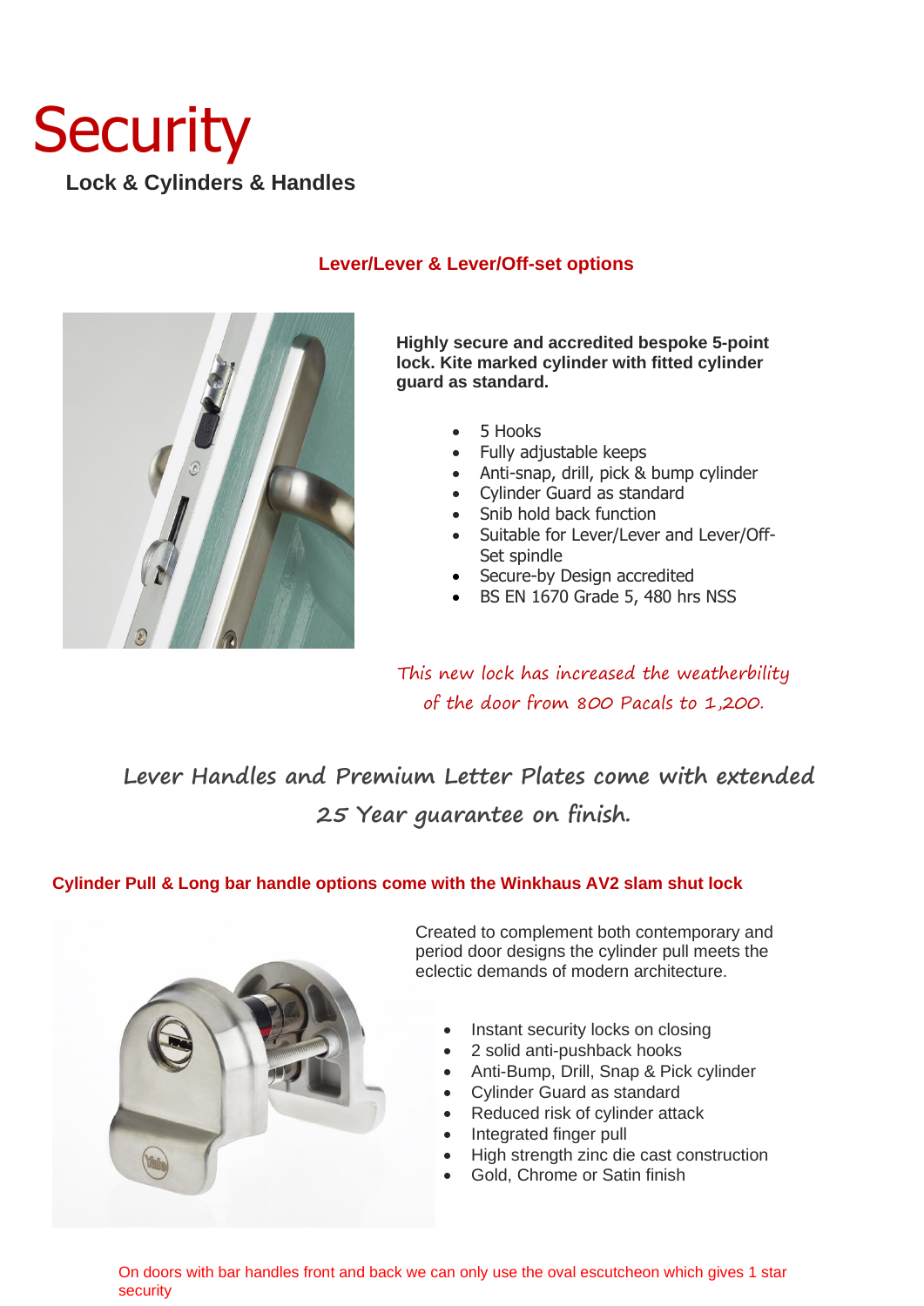# Security

## Lock & Cylinders & Handles

### Lever/Lever & Lever/Off-set options

**Highly secure and accredited bespoke 5-point lock. Kite marked cylinder with fitted cylinder guard as standard.**

- 5 Hooks
- Fully adjustable keeps
- Anti-snap, drill, pick & bump cylinder
- Cylinder Guard as standard
- Snib hold back function
- Suitable for Lever/Lever and Lever/Off-Set spindle
- Secure-by Design accredited
- BS EN 1670 Grade 5, 480 hrs NSS

*This new lock has increased the weatherbility of the door from 800 Pacals to 1,200.*

**Lever Handles and Premium Letter Plates come with extended 25 Year guarantee on finish.**

### Cylinder Pull & Long bar handle options come with the Winkhaus AV2 slam shut lock

Created to complement both contemporary and period door designs the cylinder pull meets the eclectic demands of modern architecture.

- Instant security locks on closing
- 2 solid anti-pushback hooks
- Anti-Bump, Drill, Snap & Pick cylinder
- Cylinder Guard as standard
- Reduced risk of cylinder attack
- Integrated finger pull
- High strength zinc die cast construction
- Gold, Chrome or Satin finish

On doors with bar handles front and back we can only use the oval escutcheon which gives 1 star security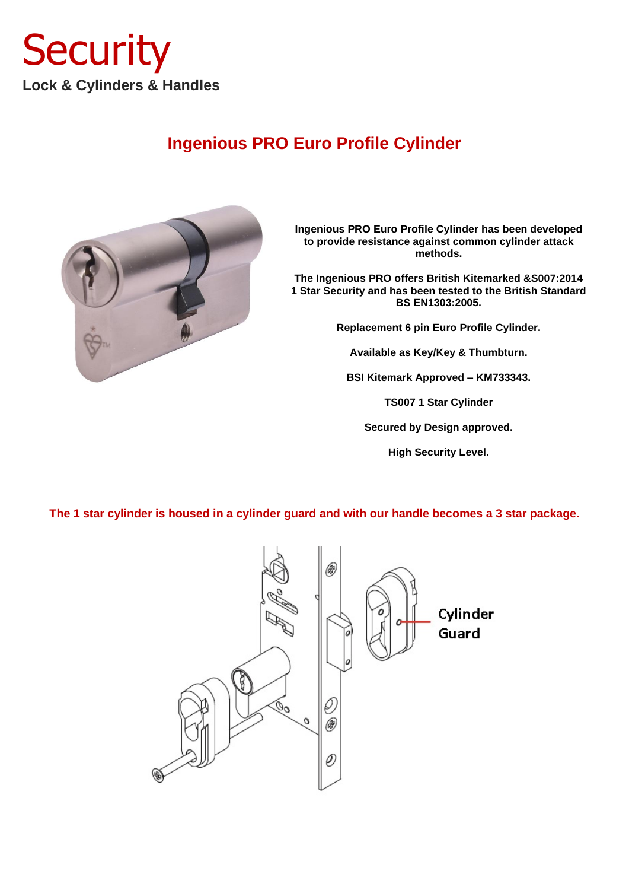# Security

**Lock & Cylinders & Handles**

## Ingenious PRO Euro Profile Cylinder

**Ingenious PRO Euro Profile Cylinder has been developed to provide resistance against common cylinder attack methods.**

**The Ingenious PRO offers British Kitemarked &S007:2014 1 Star Security and has been tested to the British Standard BS EN1303:2005.**

**Replacement 6 pin Euro Profile Cylinder.**

**Available as Key/Key & Thumbturn.**

**BSI Kitemark Approved – KM733343.**

**TS007 1 Star Cylinder**

**Secured by Design approved.**

**High Security Level.**

**The 1 star cylinder is housed in a cylinder guard and with our handle becomes a 3 star package.**

Cylinder Guard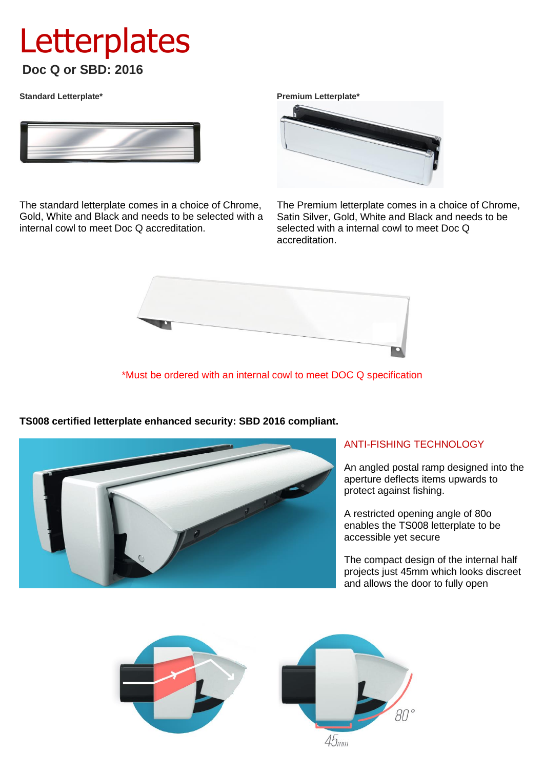# Letterplates

## Doc Q or SBD: 2016

**Standard Letterplate***

The standard letterplate comes in a choice of Chrome, Gold, White and Black and needs to be selected with a internal cowl to meet Doc Q accreditation.

**Premium Letterplate***

The Premium letterplate comes in a choice of Chrome, Satin Silver, Gold, White and Black and needs to be selected with a internal cowl to meet Doc Q accreditation.

*Must be ordered with an internal cowl to meet DOC Q specification

**TS008 certified letterplate enhanced security: SBD 2016 compliant.**

ANTI-FISHING TECHNOLOGY

An angled postal ramp designed into the aperture deflects items upwards to protect against fishing.

A restricted opening angle of 80o enables the TS008 letterplate to be accessible yet secure

The compact design of the internal half projects just 45mm which looks discreet and allows the door to fully open

80°

45mm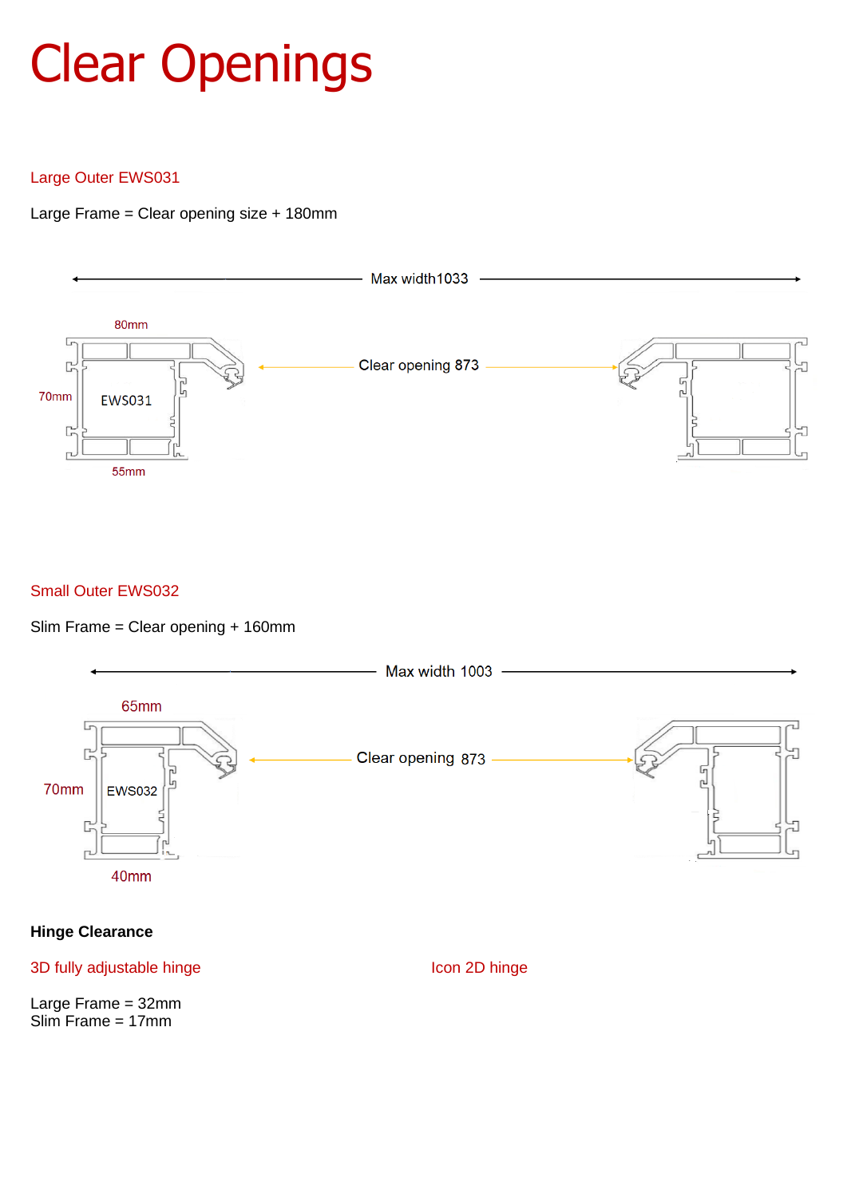# Clear Openings

## Large Outer EWS031

Large Frame = Clear opening size + 180mm

Max width1033

80mm

70mm

EWS031

55mm

Clear opening 873

## Small Outer EWS032

Slim Frame = Clear opening + 160mm

Max width 1003

65mm

70mm

EWS032

40mm

Clear opening 873

**Hinge Clearance**

## 3D fully adjustable hinge

Large Frame = 32mm
Slim Frame = 17mm

## Icon 2D hinge